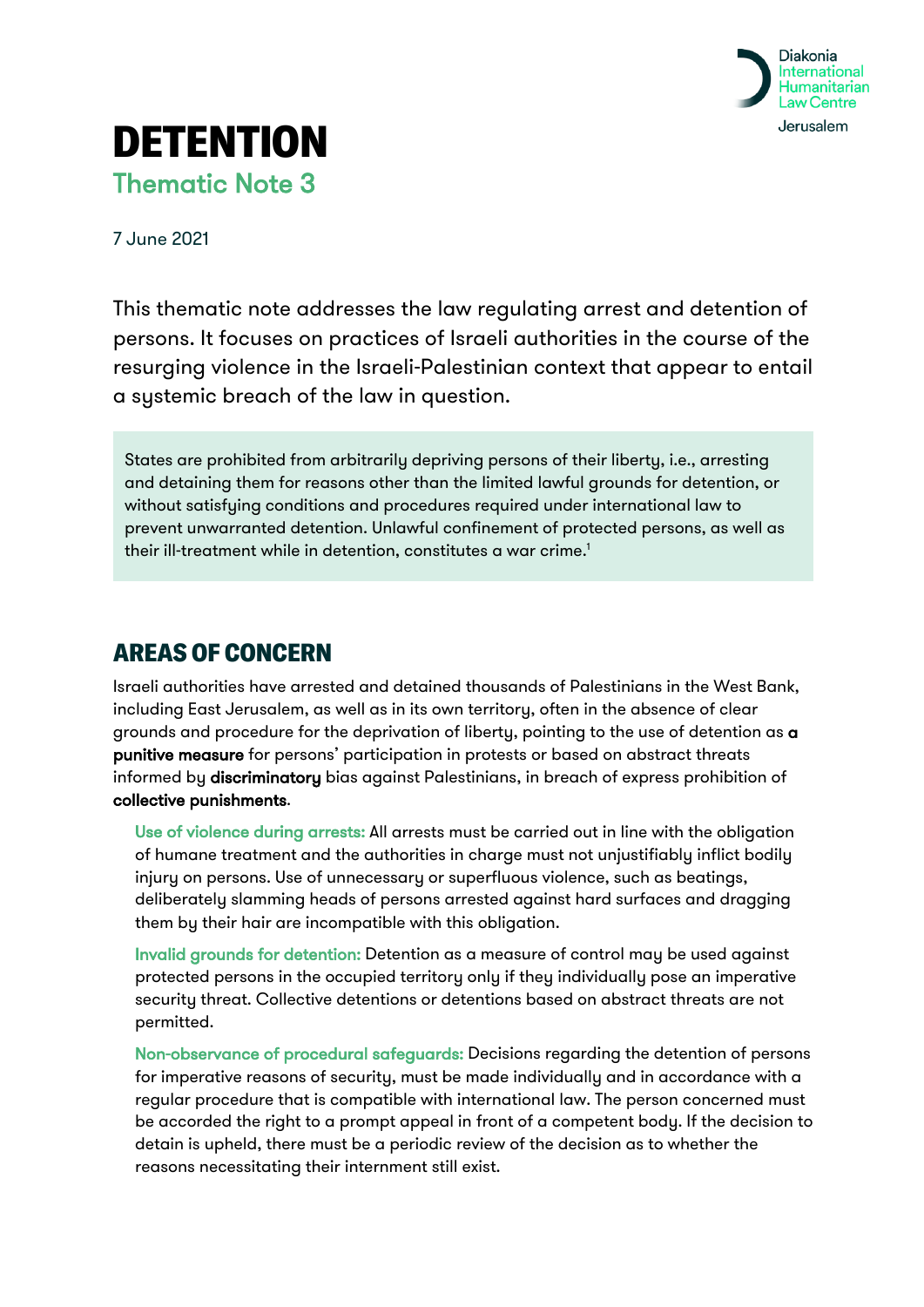Diakonia International Humanitarian Law Centre Jerusalem

# DETENTION

## Thematic Note 3

7 June 2021

This thematic note addresses the law regulating arrest and detention of persons. It focuses on practices of Israeli authorities in the course of the resurging violence in the Israeli-Palestinian context that appear to entail a systemic breach of the law in question.

> States are prohibited from arbitrarily depriving persons of their liberty, i.e., arresting and detaining them for reasons other than the limited lawful grounds for detention, or without satisfying conditions and procedures required under international law to prevent unwarranted detention. Unlawful confinement of protected persons, as well as their ill-treatment while in detention, constitutes a war crime.[1]

## AREAS OF CONCERN

Israeli authorities have arrested and detained thousands of Palestinians in the West Bank, including East Jerusalem, as well as in its own territory, often in the absence of clear grounds and procedure for the deprivation of liberty, pointing to the use of detention as **a punitive measure** for persons' participation in protests or based on abstract threats informed by **discriminatory** bias against Palestinians, in breach of express prohibition of **collective punishments**.

**Use of violence during arrests:** All arrests must be carried out in line with the obligation of humane treatment and the authorities in charge must not unjustifiably inflict bodily injury on persons. Use of unnecessary or superfluous violence, such as beatings, deliberately slamming heads of persons arrested against hard surfaces and dragging them by their hair are incompatible with this obligation.

**Invalid grounds for detention:** Detention as a measure of control may be used against protected persons in the occupied territory only if they individually pose an imperative security threat. Collective detentions or detentions based on abstract threats are not permitted.

**Non-observance of procedural safeguards:** Decisions regarding the detention of persons for imperative reasons of security, must be made individually and in accordance with a regular procedure that is compatible with international law. The person concerned must be accorded the right to a prompt appeal in front of a competent body. If the decision to detain is upheld, there must be a periodic review of the decision as to whether the reasons necessitating their internment still exist.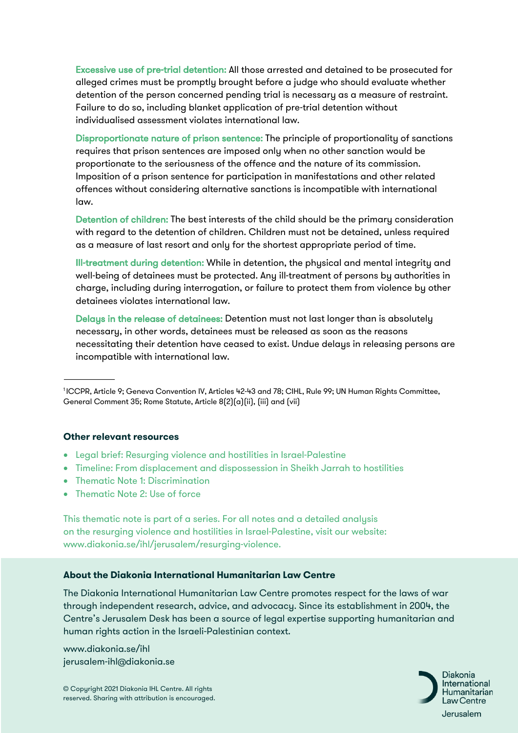**Excessive use of pre-trial detention:** All those arrested and detained to be prosecuted for alleged crimes must be promptly brought before a judge who should evaluate whether detention of the person concerned pending trial is necessary as a measure of restraint. Failure to do so, including blanket application of pre-trial detention without individualised assessment violates international law.

**Disproportionate nature of prison sentence:** The principle of proportionality of sanctions requires that prison sentences are imposed only when no other sanction would be proportionate to the seriousness of the offence and the nature of its commission. Imposition of a prison sentence for participation in manifestations and other related offences without considering alternative sanctions is incompatible with international law.

**Detention of children:** The best interests of the child should be the primary consideration with regard to the detention of children. Children must not be detained, unless required as a measure of last resort and only for the shortest appropriate period of time.

**Ill-treatment during detention:** While in detention, the physical and mental integrity and well-being of detainees must be protected. Any ill-treatment of persons by authorities in charge, including during interrogation, or failure to protect them from violence by other detainees violates international law.

**Delays in the release of detainees:** Detention must not last longer than is absolutely necessary, in other words, detainees must be released as soon as the reasons necessitating their detention have ceased to exist. Undue delays in releasing persons are incompatible with international law.

---

[1] ICCPR, Article 9; Geneva Convention IV, Articles 42-43 and 78; CIHL, Rule 99; UN Human Rights Committee, General Comment 35; Rome Statute, Article 8(2)(a)(ii), (iii) and (vii)

### Other relevant resources

- Legal brief: Resurging violence and hostilities in Israel-Palestine
- Timeline: From displacement and dispossession in Sheikh Jarrah to hostilities
- Thematic Note 1: Discrimination
- Thematic Note 2: Use of force

This thematic note is part of a series. For all notes and a detailed analysis on the resurging violence and hostilities in Israel-Palestine, visit our website: www.diakonia.se/ihl/jerusalem/resurging-violence.

### About the Diakonia International Humanitarian Law Centre

The Diakonia International Humanitarian Law Centre promotes respect for the laws of war through independent research, advice, and advocacy. Since its establishment in 2004, the Centre's Jerusalem Desk has been a source of legal expertise supporting humanitarian and human rights action in the Israeli-Palestinian context.

www.diakonia.se/ihl
jerusalem-ihl@diakonia.se

© Copyright 2021 Diakonia IHL Centre. All rights reserved. Sharing with attribution is encouraged.

Diakonia International Humanitarian Law Centre
Jerusalem